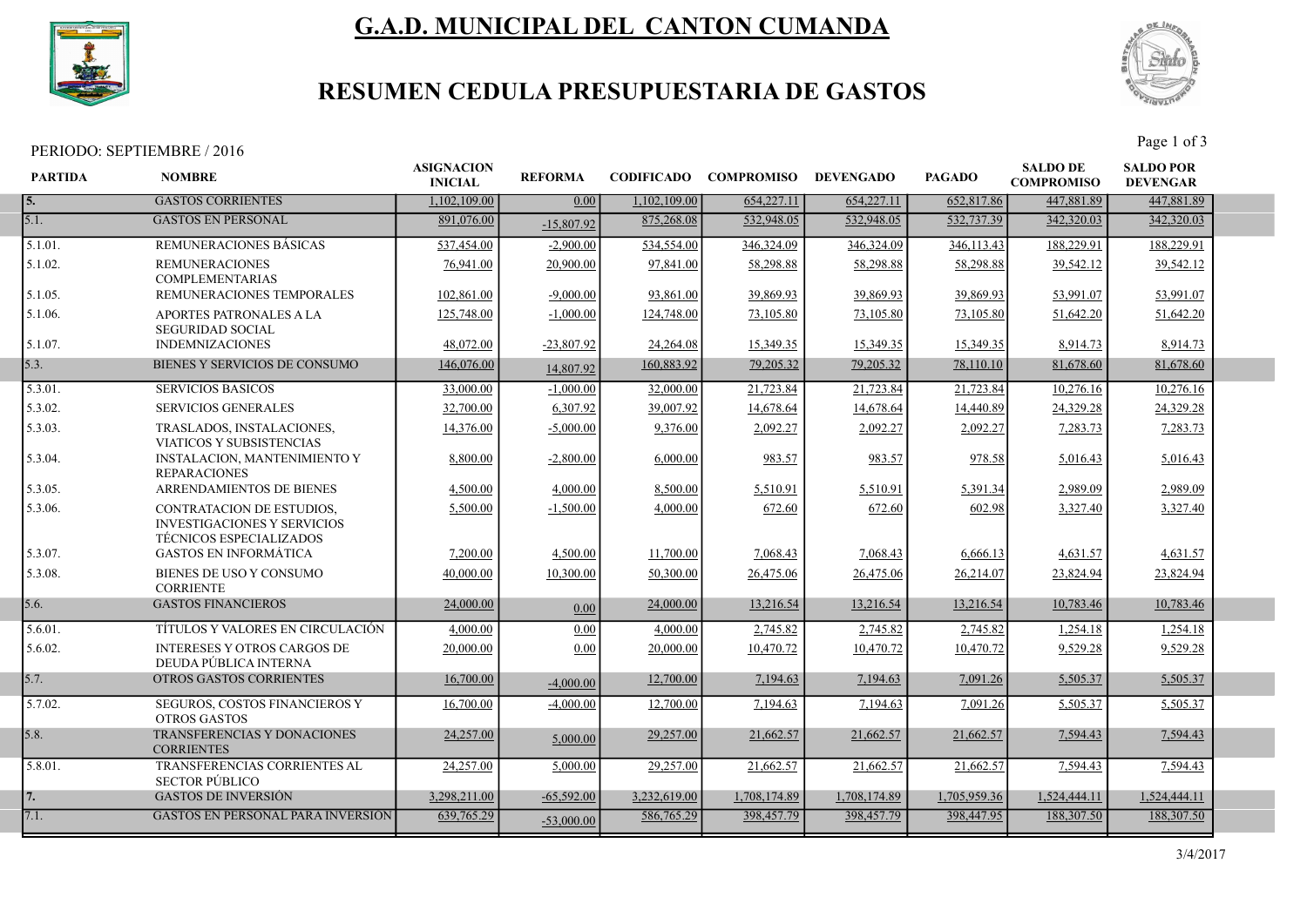# G.A.D. MUNICIPAL DEL CANTON CUMANDA

## RESUMEN CEDULA PRESUPUESTARIA DE GASTOS

PERIODO: SEPTIEMBRE / 2016

| PARTIDA | NOMBRE | ASIGNACION INICIAL | REFORMA | CODIFICADO | COMPROMISO | DEVENGADO | PAGADO | SALDO DE COMPROMISO | SALDO POR DEVENGAR |
|---|---|---|---|---|---|---|---|---|---|
| 5. | GASTOS CORRIENTES | 1,102,109.00 | 0.00 | 1,102,109.00 | 654,227.11 | 654,227.11 | 652,817.86 | 447,881.89 | 447,881.89 |
| 5.1. | GASTOS EN PERSONAL | 891,076.00 | -15,807.92 | 875,268.08 | 532,948.05 | 532,948.05 | 532,737.39 | 342,320.03 | 342,320.03 |
| 5.1.01. | REMUNERACIONES BÁSICAS | 537,454.00 | -2,900.00 | 534,554.00 | 346,324.09 | 346,324.09 | 346,113.43 | 188,229.91 | 188,229.91 |
| 5.1.02. | REMUNERACIONES COMPLEMENTARIAS | 76,941.00 | 20,900.00 | 97,841.00 | 58,298.88 | 58,298.88 | 58,298.88 | 39,542.12 | 39,542.12 |
| 5.1.05. | REMUNERACIONES TEMPORALES | 102,861.00 | -9,000.00 | 93,861.00 | 39,869.93 | 39,869.93 | 39,869.93 | 53,991.07 | 53,991.07 |
| 5.1.06. | APORTES PATRONALES A LA SEGURIDAD SOCIAL | 125,748.00 | -1,000.00 | 124,748.00 | 73,105.80 | 73,105.80 | 73,105.80 | 51,642.20 | 51,642.20 |
| 5.1.07. | INDEMNIZACIONES | 48,072.00 | -23,807.92 | 24,264.08 | 15,349.35 | 15,349.35 | 15,349.35 | 8,914.73 | 8,914.73 |
| 5.3. | BIENES Y SERVICIOS DE CONSUMO | 146,076.00 | 14,807.92 | 160,883.92 | 79,205.32 | 79,205.32 | 78,110.10 | 81,678.60 | 81,678.60 |
| 5.3.01. | SERVICIOS BASICOS | 33,000.00 | -1,000.00 | 32,000.00 | 21,723.84 | 21,723.84 | 21,723.84 | 10,276.16 | 10,276.16 |
| 5.3.02. | SERVICIOS GENERALES | 32,700.00 | 6,307.92 | 39,007.92 | 14,678.64 | 14,678.64 | 14,440.89 | 24,329.28 | 24,329.28 |
| 5.3.03. | TRASLADOS, INSTALACIONES, VIATICOS Y SUBSISTENCIAS | 14,376.00 | -5,000.00 | 9,376.00 | 2,092.27 | 2,092.27 | 2,092.27 | 7,283.73 | 7,283.73 |
| 5.3.04. | INSTALACION, MANTENIMIENTO Y REPARACIONES | 8,800.00 | -2,800.00 | 6,000.00 | 983.57 | 983.57 | 978.58 | 5,016.43 | 5,016.43 |
| 5.3.05. | ARRENDAMIENTOS DE BIENES | 4,500.00 | 4,000.00 | 8,500.00 | 5,510.91 | 5,510.91 | 5,391.34 | 2,989.09 | 2,989.09 |
| 5.3.06. | CONTRATACION DE ESTUDIOS, INVESTIGACIONES Y SERVICIOS TÉCNICOS ESPECIALIZADOS | 5,500.00 | -1,500.00 | 4,000.00 | 672.60 | 672.60 | 602.98 | 3,327.40 | 3,327.40 |
| 5.3.07. | GASTOS EN INFORMÁTICA | 7,200.00 | 4,500.00 | 11,700.00 | 7,068.43 | 7,068.43 | 6,666.13 | 4,631.57 | 4,631.57 |
| 5.3.08. | BIENES DE USO Y CONSUMO CORRIENTE | 40,000.00 | 10,300.00 | 50,300.00 | 26,475.06 | 26,475.06 | 26,214.07 | 23,824.94 | 23,824.94 |
| 5.6. | GASTOS FINANCIEROS | 24,000.00 | 0.00 | 24,000.00 | 13,216.54 | 13,216.54 | 13,216.54 | 10,783.46 | 10,783.46 |
| 5.6.01. | TÍTULOS Y VALORES EN CIRCULACIÓN | 4,000.00 | 0.00 | 4,000.00 | 2,745.82 | 2,745.82 | 2,745.82 | 1,254.18 | 1,254.18 |
| 5.6.02. | INTERESES Y OTROS CARGOS DE DEUDA PÚBLICA INTERNA | 20,000.00 | 0.00 | 20,000.00 | 10,470.72 | 10,470.72 | 10,470.72 | 9,529.28 | 9,529.28 |
| 5.7. | OTROS GASTOS CORRIENTES | 16,700.00 | -4,000.00 | 12,700.00 | 7,194.63 | 7,194.63 | 7,091.26 | 5,505.37 | 5,505.37 |
| 5.7.02. | SEGUROS, COSTOS FINANCIEROS Y OTROS GASTOS | 16,700.00 | -4,000.00 | 12,700.00 | 7,194.63 | 7,194.63 | 7,091.26 | 5,505.37 | 5,505.37 |
| 5.8. | TRANSFERENCIAS Y DONACIONES CORRIENTES | 24,257.00 | 5,000.00 | 29,257.00 | 21,662.57 | 21,662.57 | 21,662.57 | 7,594.43 | 7,594.43 |
| 5.8.01. | TRANSFERENCIAS CORRIENTES AL SECTOR PÚBLICO | 24,257.00 | 5,000.00 | 29,257.00 | 21,662.57 | 21,662.57 | 21,662.57 | 7,594.43 | 7,594.43 |
| 7. | GASTOS DE INVERSIÓN | 3,298,211.00 | -65,592.00 | 3,232,619.00 | 1,708,174.89 | 1,708,174.89 | 1,705,959.36 | 1,524,444.11 | 1,524,444.11 |
| 7.1. | GASTOS EN PERSONAL PARA INVERSION | 639,765.29 | -53,000.00 | 586,765.29 | 398,457.79 | 398,457.79 | 398,447.95 | 188,307.50 | 188,307.50 |

3/4/2017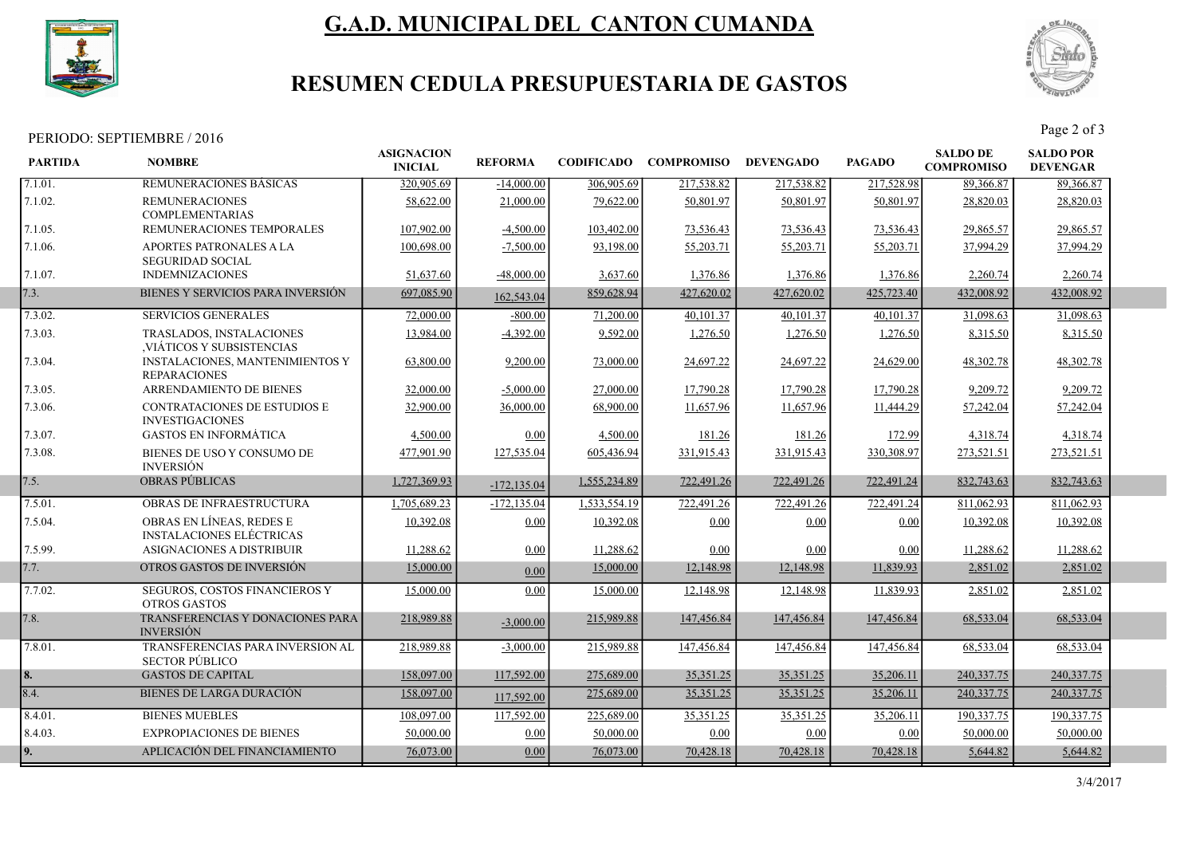# G.A.D. MUNICIPAL DEL CANTON CUMANDA

## RESUMEN CEDULA PRESUPUESTARIA DE GASTOS

PERIODO: SEPTIEMBRE / 2016

| PARTIDA | NOMBRE | ASIGNACION INICIAL | REFORMA | CODIFICADO | COMPROMISO | DEVENGADO | PAGADO | SALDO DE COMPROMISO | SALDO POR DEVENGAR |
|---|---|---|---|---|---|---|---|---|---|
| 7.1.01. | REMUNERACIONES BÁSICAS | 320,905.69 | -14,000.00 | 306,905.69 | 217,538.82 | 217,538.82 | 217,528.98 | 89,366.87 | 89,366.87 |
| 7.1.02. | REMUNERACIONES COMPLEMENTARIAS | 58,622.00 | 21,000.00 | 79,622.00 | 50,801.97 | 50,801.97 | 50,801.97 | 28,820.03 | 28,820.03 |
| 7.1.05. | REMUNERACIONES TEMPORALES | 107,902.00 | -4,500.00 | 103,402.00 | 73,536.43 | 73,536.43 | 73,536.43 | 29,865.57 | 29,865.57 |
| 7.1.06. | APORTES PATRONALES A LA SEGURIDAD SOCIAL | 100,698.00 | -7,500.00 | 93,198.00 | 55,203.71 | 55,203.71 | 55,203.71 | 37,994.29 | 37,994.29 |
| 7.1.07. | INDEMNIZACIONES | 51,637.60 | -48,000.00 | 3,637.60 | 1,376.86 | 1,376.86 | 1,376.86 | 2,260.74 | 2,260.74 |
| 7.3. | BIENES Y SERVICIOS PARA INVERSIÓN | 697,085.90 | 162,543.04 | 859,628.94 | 427,620.02 | 427,620.02 | 425,723.40 | 432,008.92 | 432,008.92 |
| 7.3.02. | SERVICIOS GENERALES | 72,000.00 | -800.00 | 71,200.00 | 40,101.37 | 40,101.37 | 40,101.37 | 31,098.63 | 31,098.63 |
| 7.3.03. | TRASLADOS, INSTALACIONES ,VIÁTICOS Y SUBSISTENCIAS | 13,984.00 | -4,392.00 | 9,592.00 | 1,276.50 | 1,276.50 | 1,276.50 | 8,315.50 | 8,315.50 |
| 7.3.04. | INSTALACIONES, MANTENIMIENTOS Y REPARACIONES | 63,800.00 | 9,200.00 | 73,000.00 | 24,697.22 | 24,697.22 | 24,629.00 | 48,302.78 | 48,302.78 |
| 7.3.05. | ARRENDAMIENTO DE BIENES | 32,000.00 | -5,000.00 | 27,000.00 | 17,790.28 | 17,790.28 | 17,790.28 | 9,209.72 | 9,209.72 |
| 7.3.06. | CONTRATACIONES DE ESTUDIOS E INVESTIGACIONES | 32,900.00 | 36,000.00 | 68,900.00 | 11,657.96 | 11,657.96 | 11,444.29 | 57,242.04 | 57,242.04 |
| 7.3.07. | GASTOS EN INFORMÁTICA | 4,500.00 | 0.00 | 4,500.00 | 181.26 | 181.26 | 172.99 | 4,318.74 | 4,318.74 |
| 7.3.08. | BIENES DE USO Y CONSUMO DE INVERSIÓN | 477,901.90 | 127,535.04 | 605,436.94 | 331,915.43 | 331,915.43 | 330,308.97 | 273,521.51 | 273,521.51 |
| 7.5. | OBRAS PÚBLICAS | 1,727,369.93 | -172,135.04 | 1,555,234.89 | 722,491.26 | 722,491.26 | 722,491.24 | 832,743.63 | 832,743.63 |
| 7.5.01. | OBRAS DE INFRAESTRUCTURA | 1,705,689.23 | -172,135.04 | 1,533,554.19 | 722,491.26 | 722,491.26 | 722,491.24 | 811,062.93 | 811,062.93 |
| 7.5.04. | OBRAS EN LÍNEAS, REDES E INSTALACIONES ELÉCTRICAS | 10,392.08 | 0.00 | 10,392.08 | 0.00 | 0.00 | 0.00 | 10,392.08 | 10,392.08 |
| 7.5.99. | ASIGNACIONES A DISTRIBUIR | 11,288.62 | 0.00 | 11,288.62 | 0.00 | 0.00 | 0.00 | 11,288.62 | 11,288.62 |
| 7.7. | OTROS GASTOS DE INVERSIÓN | 15,000.00 | 0.00 | 15,000.00 | 12,148.98 | 12,148.98 | 11,839.93 | 2,851.02 | 2,851.02 |
| 7.7.02. | SEGUROS, COSTOS FINANCIEROS Y OTROS GASTOS | 15,000.00 | 0.00 | 15,000.00 | 12,148.98 | 12,148.98 | 11,839.93 | 2,851.02 | 2,851.02 |
| 7.8. | TRANSFERENCIAS Y DONACIONES PARA INVERSIÓN | 218,989.88 | -3,000.00 | 215,989.88 | 147,456.84 | 147,456.84 | 147,456.84 | 68,533.04 | 68,533.04 |
| 7.8.01. | TRANSFERENCIAS PARA INVERSION AL SECTOR PÚBLICO | 218,989.88 | -3,000.00 | 215,989.88 | 147,456.84 | 147,456.84 | 147,456.84 | 68,533.04 | 68,533.04 |
| 8. | GASTOS DE CAPITAL | 158,097.00 | 117,592.00 | 275,689.00 | 35,351.25 | 35,351.25 | 35,206.11 | 240,337.75 | 240,337.75 |
| 8.4. | BIENES DE LARGA DURACIÓN | 158,097.00 | 117,592.00 | 275,689.00 | 35,351.25 | 35,351.25 | 35,206.11 | 240,337.75 | 240,337.75 |
| 8.4.01. | BIENES MUEBLES | 108,097.00 | 117,592.00 | 225,689.00 | 35,351.25 | 35,351.25 | 35,206.11 | 190,337.75 | 190,337.75 |
| 8.4.03. | EXPROPIACIONES DE BIENES | 50,000.00 | 0.00 | 50,000.00 | 0.00 | 0.00 | 0.00 | 50,000.00 | 50,000.00 |
| 9. | APLICACIÓN DEL FINANCIAMIENTO | 76,073.00 | 0.00 | 76,073.00 | 70,428.18 | 70,428.18 | 70,428.18 | 5,644.82 | 5,644.82 |

3/4/2017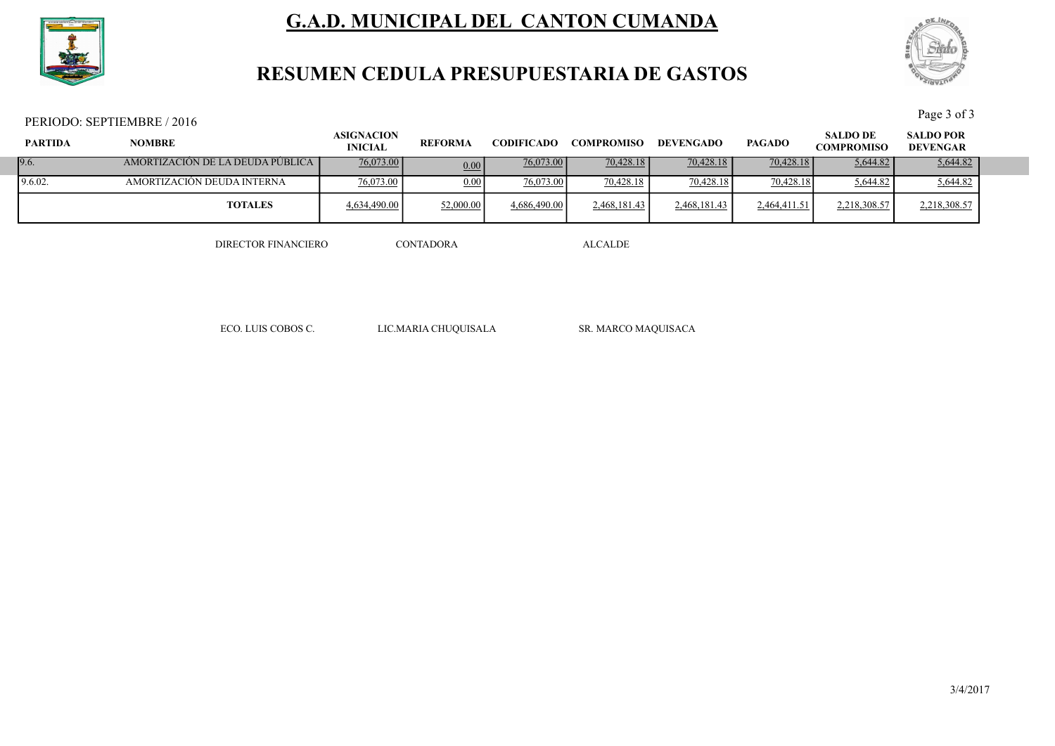# G.A.D. MUNICIPAL DEL CANTON CUMANDA

## RESUMEN CEDULA PRESUPUESTARIA DE GASTOS

PERIODO: SEPTIEMBRE / 2016

| PARTIDA | NOMBRE | ASIGNACION INICIAL | REFORMA | CODIFICADO | COMPROMISO | DEVENGADO | PAGADO | SALDO DE COMPROMISO | SALDO POR DEVENGAR |
|---|---|---|---|---|---|---|---|---|---|
| 9.6. | AMORTIZACIÓN DE LA DEUDA PÚBLICA | 76,073.00 | 0.00 | 76,073.00 | 70,428.18 | 70,428.18 | 70,428.18 | 5,644.82 | 5,644.82 |
| 9.6.02. | AMORTIZACIÓN DEUDA INTERNA | 76,073.00 | 0.00 | 76,073.00 | 70,428.18 | 70,428.18 | 70,428.18 | 5,644.82 | 5,644.82 |
| | **TOTALES** | 4,634,490.00 | 52,000.00 | 4,686,490.00 | 2,468,181.43 | 2,468,181.43 | 2,464,411.51 | 2,218,308.57 | 2,218,308.57 |

DIRECTOR FINANCIERO — CONTADORA — ALCALDE

ECO. LUIS COBOS C. — LIC.MARIA CHUQUISALA — SR. MARCO MAQUISACA

3/4/2017